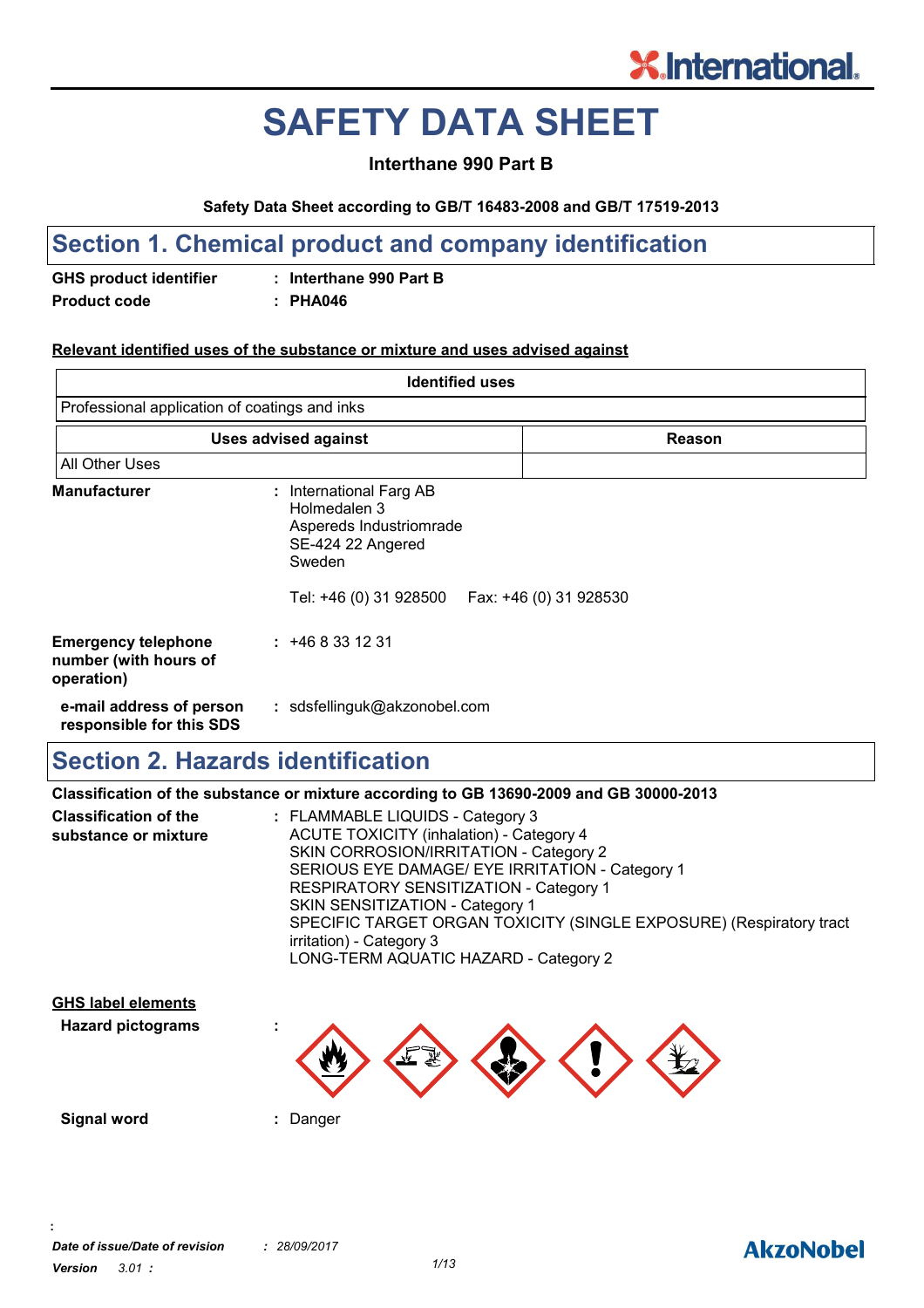# SAFETY DATA SHEET

**Interthane 990 Part B**

**Safety Data Sheet according to GB/T 16483-2008 and GB/T 17519-2013**

## Section 1. Chemical product and company identification

**GHS product identifier** : **Interthane 990 Part B**

**Product code** : **PHA046**

**Relevant identified uses of the substance or mixture and uses advised against**

| Identified uses | |
|---|---|
| Professional application of coatings and inks | |

| Uses advised against | Reason |
|---|---|
| All Other Uses | |

**Manufacturer** : International Farg AB
Holmedalen 3
Aspereds Industriomrade
SE-424 22 Angered
Sweden

Tel: +46 (0) 31 928500 Fax: +46 (0) 31 928530

**Emergency telephone number (with hours of operation)** : +46 8 33 12 31

**e-mail address of person responsible for this SDS** : sdsfellinguk@akzonobel.com

## Section 2. Hazards identification

**Classification of the substance or mixture according to GB 13690-2009 and GB 30000-2013**

**Classification of the substance or mixture** : FLAMMABLE LIQUIDS - Category 3
ACUTE TOXICITY (inhalation) - Category 4
SKIN CORROSION/IRRITATION - Category 2
SERIOUS EYE DAMAGE/ EYE IRRITATION - Category 1
RESPIRATORY SENSITIZATION - Category 1
SKIN SENSITIZATION - Category 1
SPECIFIC TARGET ORGAN TOXICITY (SINGLE EXPOSURE) (Respiratory tract irritation) - Category 3
LONG-TERM AQUATIC HAZARD - Category 2

**GHS label elements**

**Hazard pictograms** :

**Signal word** : Danger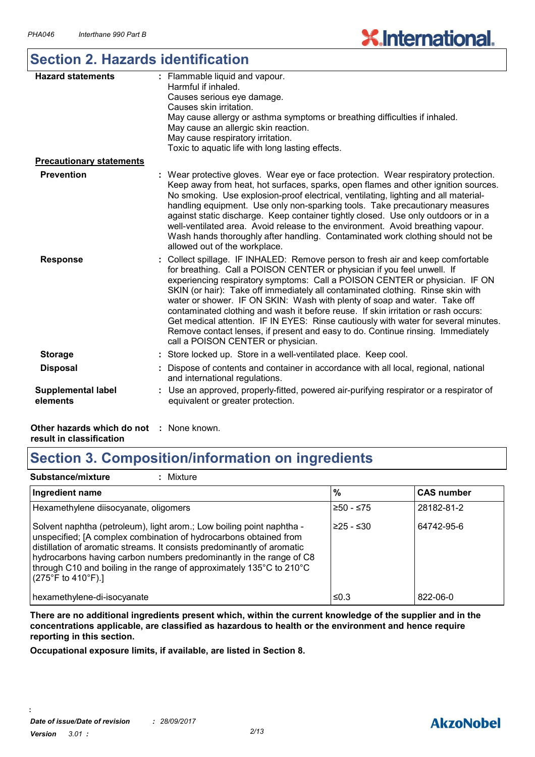## Section 2. Hazards identification

**Hazard statements** : Flammable liquid and vapour.
Harmful if inhaled.
Causes serious eye damage.
Causes skin irritation.
May cause allergy or asthma symptoms or breathing difficulties if inhaled.
May cause an allergic skin reaction.
May cause respiratory irritation.
Toxic to aquatic life with long lasting effects.

**Precautionary statements**

**Prevention** : Wear protective gloves. Wear eye or face protection. Wear respiratory protection. Keep away from heat, hot surfaces, sparks, open flames and other ignition sources. No smoking. Use explosion-proof electrical, ventilating, lighting and all material-handling equipment. Use only non-sparking tools. Take precautionary measures against static discharge. Keep container tightly closed. Use only outdoors or in a well-ventilated area. Avoid release to the environment. Avoid breathing vapour. Wash hands thoroughly after handling. Contaminated work clothing should not be allowed out of the workplace.

**Response** : Collect spillage. IF INHALED: Remove person to fresh air and keep comfortable for breathing. Call a POISON CENTER or physician if you feel unwell. If experiencing respiratory symptoms: Call a POISON CENTER or physician. IF ON SKIN (or hair): Take off immediately all contaminated clothing. Rinse skin with water or shower. IF ON SKIN: Wash with plenty of soap and water. Take off contaminated clothing and wash it before reuse. If skin irritation or rash occurs: Get medical attention. IF IN EYES: Rinse cautiously with water for several minutes. Remove contact lenses, if present and easy to do. Continue rinsing. Immediately call a POISON CENTER or physician.

**Storage** : Store locked up. Store in a well-ventilated place. Keep cool.

**Disposal** : Dispose of contents and container in accordance with all local, regional, national and international regulations.

**Supplemental label elements** : Use an approved, properly-fitted, powered air-purifying respirator or a respirator of equivalent or greater protection.

**Other hazards which do not result in classification** : None known.

## Section 3. Composition/information on ingredients

**Substance/mixture** : Mixture

| Ingredient name | % | CAS number |
|---|---|---|
| Hexamethylene diisocyanate, oligomers | ≥50 - ≤75 | 28182-81-2 |
| Solvent naphtha (petroleum), light arom.; Low boiling point naphtha - unspecified; [A complex combination of hydrocarbons obtained from distillation of aromatic streams. It consists predominantly of aromatic hydrocarbons having carbon numbers predominantly in the range of C8 through C10 and boiling in the range of approximately 135°C to 210°C (275°F to 410°F).] | ≥25 - ≤30 | 64742-95-6 |
| hexamethylene-di-isocyanate | ≤0.3 | 822-06-0 |

**There are no additional ingredients present which, within the current knowledge of the supplier and in the concentrations applicable, are classified as hazardous to health or the environment and hence require reporting in this section.**

**Occupational exposure limits, if available, are listed in Section 8.**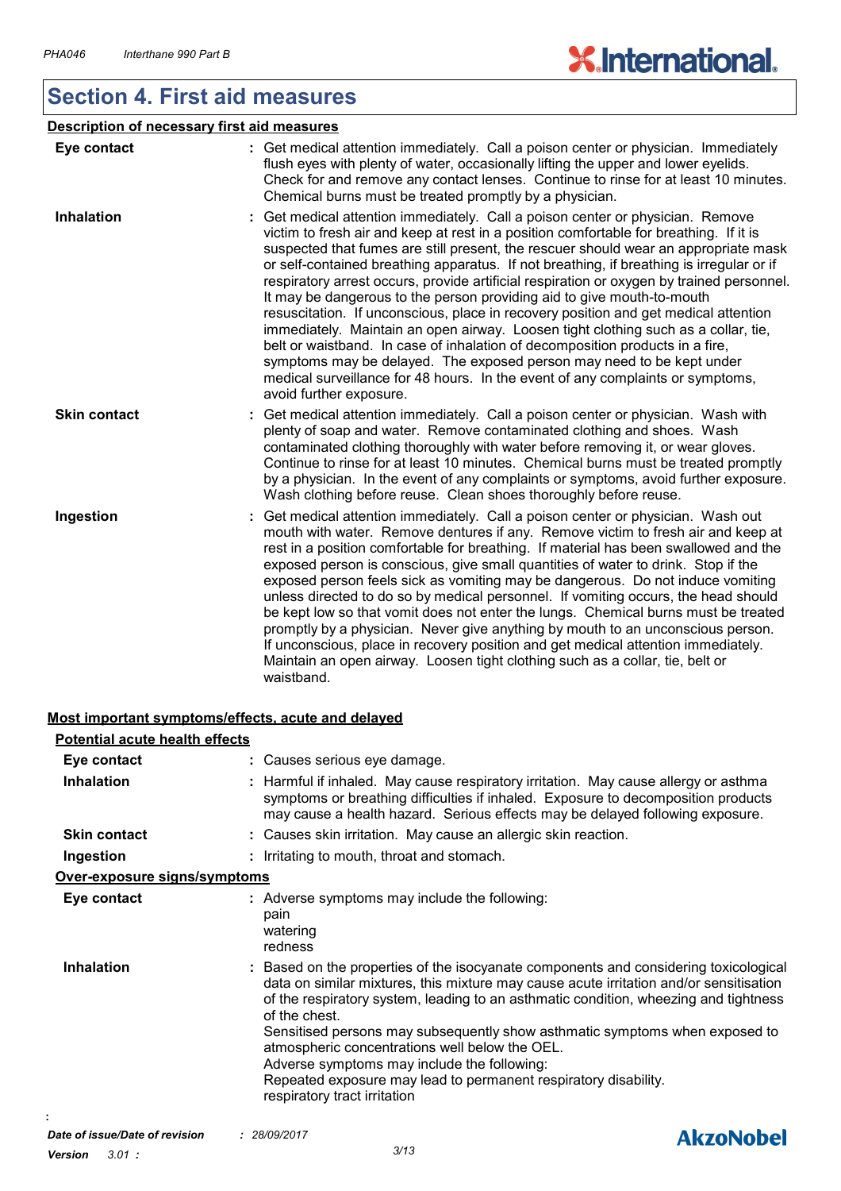## Section 4. First aid measures

### Description of necessary first aid measures

| | |
|---|---|
| **Eye contact** | : Get medical attention immediately. Call a poison center or physician. Immediately flush eyes with plenty of water, occasionally lifting the upper and lower eyelids. Check for and remove any contact lenses. Continue to rinse for at least 10 minutes. Chemical burns must be treated promptly by a physician. |
| **Inhalation** | : Get medical attention immediately. Call a poison center or physician. Remove victim to fresh air and keep at rest in a position comfortable for breathing. If it is suspected that fumes are still present, the rescuer should wear an appropriate mask or self-contained breathing apparatus. If not breathing, if breathing is irregular or if respiratory arrest occurs, provide artificial respiration or oxygen by trained personnel. It may be dangerous to the person providing aid to give mouth-to-mouth resuscitation. If unconscious, place in recovery position and get medical attention immediately. Maintain an open airway. Loosen tight clothing such as a collar, tie, belt or waistband. In case of inhalation of decomposition products in a fire, symptoms may be delayed. The exposed person may need to be kept under medical surveillance for 48 hours. In the event of any complaints or symptoms, avoid further exposure. |
| **Skin contact** | : Get medical attention immediately. Call a poison center or physician. Wash with plenty of soap and water. Remove contaminated clothing and shoes. Wash contaminated clothing thoroughly with water before removing it, or wear gloves. Continue to rinse for at least 10 minutes. Chemical burns must be treated promptly by a physician. In the event of any complaints or symptoms, avoid further exposure. Wash clothing before reuse. Clean shoes thoroughly before reuse. |
| **Ingestion** | : Get medical attention immediately. Call a poison center or physician. Wash out mouth with water. Remove dentures if any. Remove victim to fresh air and keep at rest in a position comfortable for breathing. If material has been swallowed and the exposed person is conscious, give small quantities of water to drink. Stop if the exposed person feels sick as vomiting may be dangerous. Do not induce vomiting unless directed to do so by medical personnel. If vomiting occurs, the head should be kept low so that vomit does not enter the lungs. Chemical burns must be treated promptly by a physician. Never give anything by mouth to an unconscious person. If unconscious, place in recovery position and get medical attention immediately. Maintain an open airway. Loosen tight clothing such as a collar, tie, belt or waistband. |

### Most important symptoms/effects, acute and delayed

#### Potential acute health effects

| | |
|---|---|
| **Eye contact** | : Causes serious eye damage. |
| **Inhalation** | : Harmful if inhaled. May cause respiratory irritation. May cause allergy or asthma symptoms or breathing difficulties if inhaled. Exposure to decomposition products may cause a health hazard. Serious effects may be delayed following exposure. |
| **Skin contact** | : Causes skin irritation. May cause an allergic skin reaction. |
| **Ingestion** | : Irritating to mouth, throat and stomach. |

#### Over-exposure signs/symptoms

| | |
|---|---|
| **Eye contact** | : Adverse symptoms may include the following:<br>pain<br>watering<br>redness |
| **Inhalation** | : Based on the properties of the isocyanate components and considering toxicological data on similar mixtures, this mixture may cause acute irritation and/or sensitisation of the respiratory system, leading to an asthmatic condition, wheezing and tightness of the chest.<br>Sensitised persons may subsequently show asthmatic symptoms when exposed to atmospheric concentrations well below the OEL.<br>Adverse symptoms may include the following:<br>Repeated exposure may lead to permanent respiratory disability.<br>respiratory tract irritation |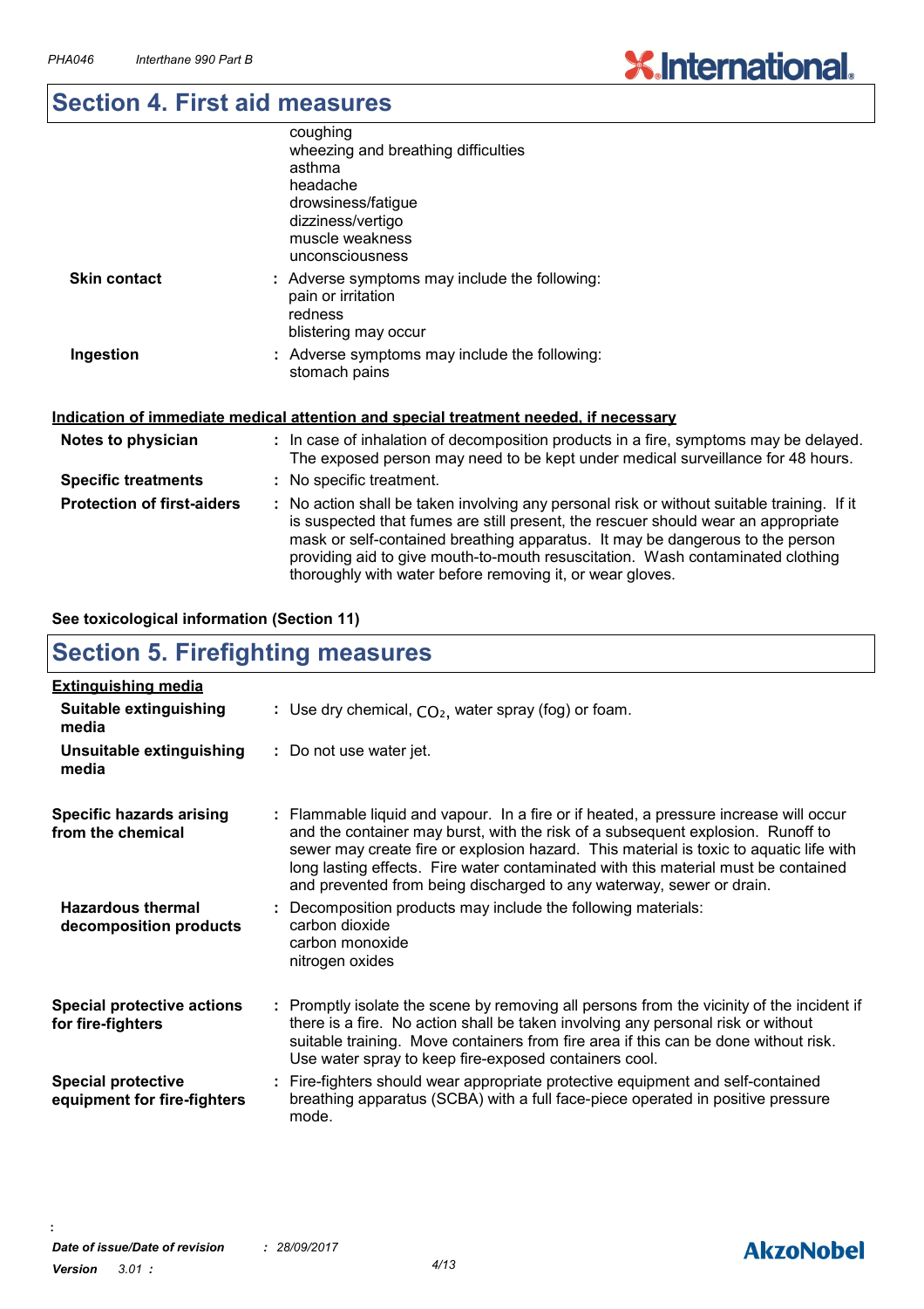## Section 4. First aid measures

| | |
|---|---|
| | coughing<br>wheezing and breathing difficulties<br>asthma<br>headache<br>drowsiness/fatigue<br>dizziness/vertigo<br>muscle weakness<br>unconsciousness |
| **Skin contact** | : Adverse symptoms may include the following:<br>pain or irritation<br>redness<br>blistering may occur |
| **Ingestion** | : Adverse symptoms may include the following:<br>stomach pains |

**Indication of immediate medical attention and special treatment needed, if necessary**

| | |
|---|---|
| **Notes to physician** | : In case of inhalation of decomposition products in a fire, symptoms may be delayed. The exposed person may need to be kept under medical surveillance for 48 hours. |
| **Specific treatments** | : No specific treatment. |
| **Protection of first-aiders** | : No action shall be taken involving any personal risk or without suitable training. If it is suspected that fumes are still present, the rescuer should wear an appropriate mask or self-contained breathing apparatus. It may be dangerous to the person providing aid to give mouth-to-mouth resuscitation. Wash contaminated clothing thoroughly with water before removing it, or wear gloves. |

**See toxicological information (Section 11)**

## Section 5. Firefighting measures

**Extinguishing media**

| | |
|---|---|
| **Suitable extinguishing media** | : Use dry chemical, $CO_2$, water spray (fog) or foam. |
| **Unsuitable extinguishing media** | : Do not use water jet. |
| **Specific hazards arising from the chemical** | : Flammable liquid and vapour. In a fire or if heated, a pressure increase will occur and the container may burst, with the risk of a subsequent explosion. Runoff to sewer may create fire or explosion hazard. This material is toxic to aquatic life with long lasting effects. Fire water contaminated with this material must be contained and prevented from being discharged to any waterway, sewer or drain. |
| **Hazardous thermal decomposition products** | : Decomposition products may include the following materials:<br>carbon dioxide<br>carbon monoxide<br>nitrogen oxides |
| **Special protective actions for fire-fighters** | : Promptly isolate the scene by removing all persons from the vicinity of the incident if there is a fire. No action shall be taken involving any personal risk or without suitable training. Move containers from fire area if this can be done without risk. Use water spray to keep fire-exposed containers cool. |
| **Special protective equipment for fire-fighters** | : Fire-fighters should wear appropriate protective equipment and self-contained breathing apparatus (SCBA) with a full face-piece operated in positive pressure mode. |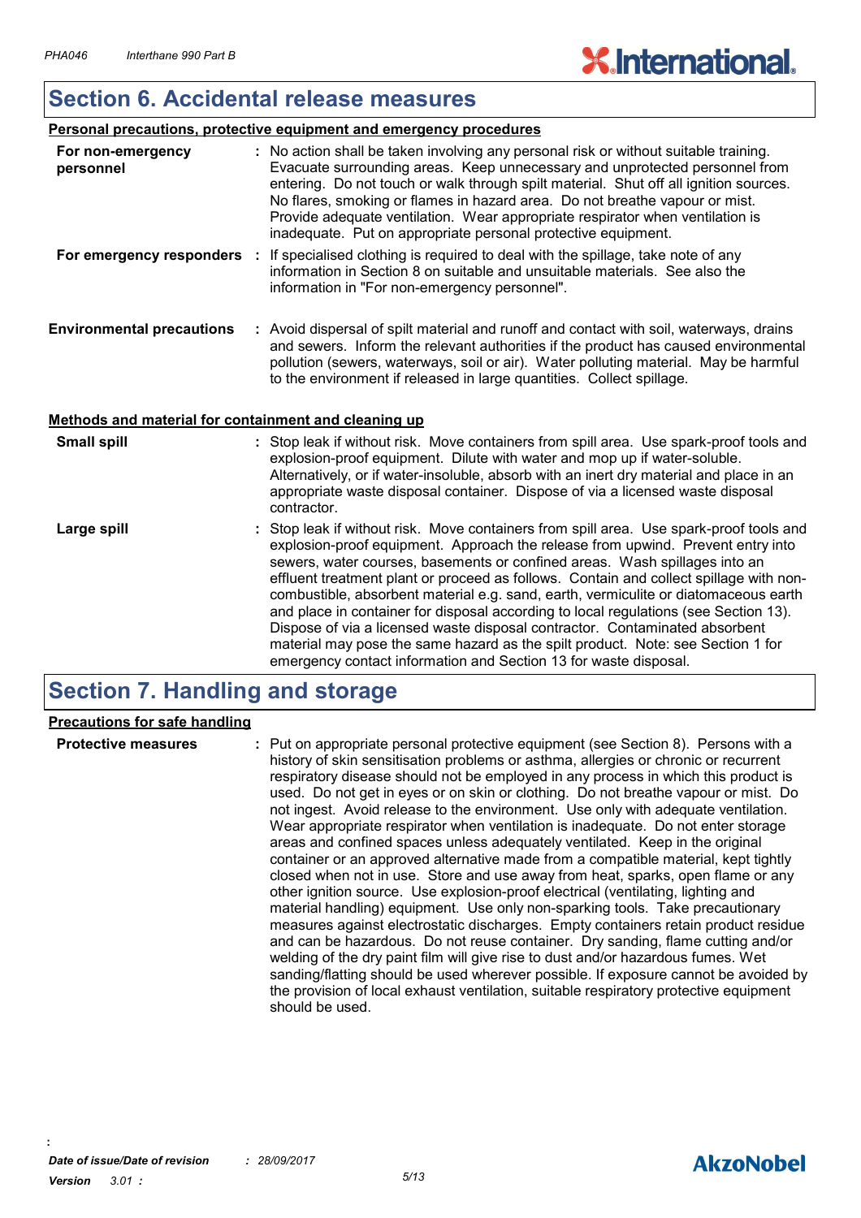# Section 6. Accidental release measures

**Personal precautions, protective equipment and emergency procedures**

| | |
|---|---|
| **For non-emergency personnel** | : No action shall be taken involving any personal risk or without suitable training. Evacuate surrounding areas. Keep unnecessary and unprotected personnel from entering. Do not touch or walk through spilt material. Shut off all ignition sources. No flares, smoking or flames in hazard area. Do not breathe vapour or mist. Provide adequate ventilation. Wear appropriate respirator when ventilation is inadequate. Put on appropriate personal protective equipment. |
| **For emergency responders** | : If specialised clothing is required to deal with the spillage, take note of any information in Section 8 on suitable and unsuitable materials. See also the information in "For non-emergency personnel". |

**Environmental precautions** : Avoid dispersal of spilt material and runoff and contact with soil, waterways, drains and sewers. Inform the relevant authorities if the product has caused environmental pollution (sewers, waterways, soil or air). Water polluting material. May be harmful to the environment if released in large quantities. Collect spillage.

**Methods and material for containment and cleaning up**

| | |
|---|---|
| **Small spill** | : Stop leak if without risk. Move containers from spill area. Use spark-proof tools and explosion-proof equipment. Dilute with water and mop up if water-soluble. Alternatively, or if water-insoluble, absorb with an inert dry material and place in an appropriate waste disposal container. Dispose of via a licensed waste disposal contractor. |
| **Large spill** | : Stop leak if without risk. Move containers from spill area. Use spark-proof tools and explosion-proof equipment. Approach the release from upwind. Prevent entry into sewers, water courses, basements or confined areas. Wash spillages into an effluent treatment plant or proceed as follows. Contain and collect spillage with non-combustible, absorbent material e.g. sand, earth, vermiculite or diatomaceous earth and place in container for disposal according to local regulations (see Section 13). Dispose of via a licensed waste disposal contractor. Contaminated absorbent material may pose the same hazard as the spilt product. Note: see Section 1 for emergency contact information and Section 13 for waste disposal. |

# Section 7. Handling and storage

**Precautions for safe handling**

**Protective measures** : Put on appropriate personal protective equipment (see Section 8). Persons with a history of skin sensitisation problems or asthma, allergies or chronic or recurrent respiratory disease should not be employed in any process in which this product is used. Do not get in eyes or on skin or clothing. Do not breathe vapour or mist. Do not ingest. Avoid release to the environment. Use only with adequate ventilation. Wear appropriate respirator when ventilation is inadequate. Do not enter storage areas and confined spaces unless adequately ventilated. Keep in the original container or an approved alternative made from a compatible material, kept tightly closed when not in use. Store and use away from heat, sparks, open flame or any other ignition source. Use explosion-proof electrical (ventilating, lighting and material handling) equipment. Use only non-sparking tools. Take precautionary measures against electrostatic discharges. Empty containers retain product residue and can be hazardous. Do not reuse container. Dry sanding, flame cutting and/or welding of the dry paint film will give rise to dust and/or hazardous fumes. Wet sanding/flatting should be used wherever possible. If exposure cannot be avoided by the provision of local exhaust ventilation, suitable respiratory protective equipment should be used.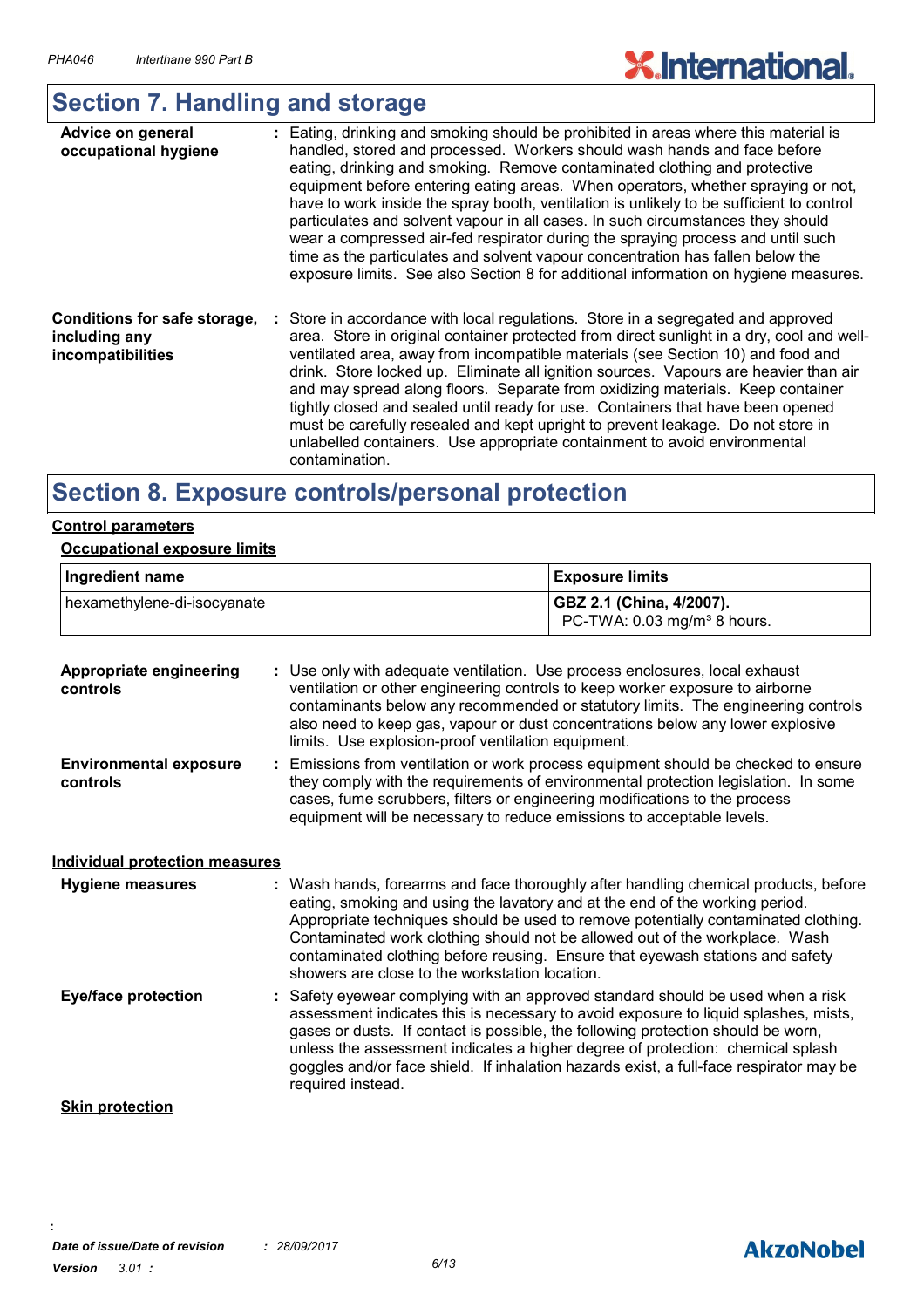## Section 7. Handling and storage

**Advice on general occupational hygiene** : Eating, drinking and smoking should be prohibited in areas where this material is handled, stored and processed. Workers should wash hands and face before eating, drinking and smoking. Remove contaminated clothing and protective equipment before entering eating areas. When operators, whether spraying or not, have to work inside the spray booth, ventilation is unlikely to be sufficient to control particulates and solvent vapour in all cases. In such circumstances they should wear a compressed air-fed respirator during the spraying process and until such time as the particulates and solvent vapour concentration has fallen below the exposure limits. See also Section 8 for additional information on hygiene measures.

**Conditions for safe storage, including any incompatibilities** : Store in accordance with local regulations. Store in a segregated and approved area. Store in original container protected from direct sunlight in a dry, cool and well-ventilated area, away from incompatible materials (see Section 10) and food and drink. Store locked up. Eliminate all ignition sources. Vapours are heavier than air and may spread along floors. Separate from oxidizing materials. Keep container tightly closed and sealed until ready for use. Containers that have been opened must be carefully resealed and kept upright to prevent leakage. Do not store in unlabelled containers. Use appropriate containment to avoid environmental contamination.

## Section 8. Exposure controls/personal protection

**Control parameters**

**Occupational exposure limits**

| Ingredient name | Exposure limits |
|---|---|
| hexamethylene-di-isocyanate | **GBZ 2.1 (China, 4/2007).** PC-TWA: 0.03 mg/m³ 8 hours. |

**Appropriate engineering controls** : Use only with adequate ventilation. Use process enclosures, local exhaust ventilation or other engineering controls to keep worker exposure to airborne contaminants below any recommended or statutory limits. The engineering controls also need to keep gas, vapour or dust concentrations below any lower explosive limits. Use explosion-proof ventilation equipment.

**Environmental exposure controls** : Emissions from ventilation or work process equipment should be checked to ensure they comply with the requirements of environmental protection legislation. In some cases, fume scrubbers, filters or engineering modifications to the process equipment will be necessary to reduce emissions to acceptable levels.

**Individual protection measures**

**Hygiene measures** : Wash hands, forearms and face thoroughly after handling chemical products, before eating, smoking and using the lavatory and at the end of the working period. Appropriate techniques should be used to remove potentially contaminated clothing. Contaminated work clothing should not be allowed out of the workplace. Wash contaminated clothing before reusing. Ensure that eyewash stations and safety showers are close to the workstation location.

**Eye/face protection** : Safety eyewear complying with an approved standard should be used when a risk assessment indicates this is necessary to avoid exposure to liquid splashes, mists, gases or dusts. If contact is possible, the following protection should be worn, unless the assessment indicates a higher degree of protection: chemical splash goggles and/or face shield. If inhalation hazards exist, a full-face respirator may be required instead.

**Skin protection**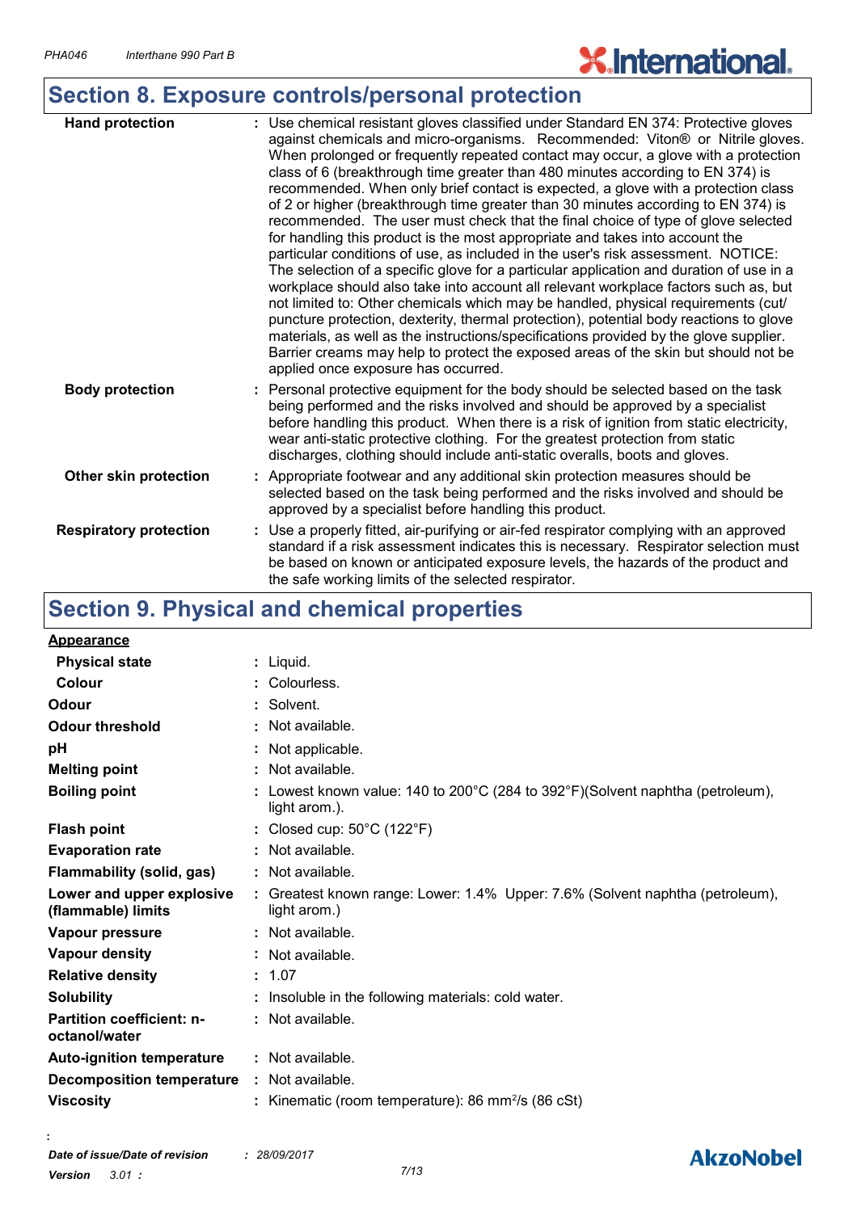## Section 8. Exposure controls/personal protection

| | |
|---|---|
| **Hand protection** | : Use chemical resistant gloves classified under Standard EN 374: Protective gloves against chemicals and micro-organisms. Recommended: Viton® or Nitrile gloves. When prolonged or frequently repeated contact may occur, a glove with a protection class of 6 (breakthrough time greater than 480 minutes according to EN 374) is recommended. When only brief contact is expected, a glove with a protection class of 2 or higher (breakthrough time greater than 30 minutes according to EN 374) is recommended. The user must check that the final choice of type of glove selected for handling this product is the most appropriate and takes into account the particular conditions of use, as included in the user's risk assessment. NOTICE: The selection of a specific glove for a particular application and duration of use in a workplace should also take into account all relevant workplace factors such as, but not limited to: Other chemicals which may be handled, physical requirements (cut/ puncture protection, dexterity, thermal protection), potential body reactions to glove materials, as well as the instructions/specifications provided by the glove supplier. Barrier creams may help to protect the exposed areas of the skin but should not be applied once exposure has occurred. |
| **Body protection** | : Personal protective equipment for the body should be selected based on the task being performed and the risks involved and should be approved by a specialist before handling this product. When there is a risk of ignition from static electricity, wear anti-static protective clothing. For the greatest protection from static discharges, clothing should include anti-static overalls, boots and gloves. |
| **Other skin protection** | : Appropriate footwear and any additional skin protection measures should be selected based on the task being performed and the risks involved and should be approved by a specialist before handling this product. |
| **Respiratory protection** | : Use a properly fitted, air-purifying or air-fed respirator complying with an approved standard if a risk assessment indicates this is necessary. Respirator selection must be based on known or anticipated exposure levels, the hazards of the product and the safe working limits of the selected respirator. |

## Section 9. Physical and chemical properties

**Appearance**

| | |
|---|---|
| **Physical state** | : Liquid. |
| **Colour** | : Colourless. |
| **Odour** | : Solvent. |
| **Odour threshold** | : Not available. |
| **pH** | : Not applicable. |
| **Melting point** | : Not available. |
| **Boiling point** | : Lowest known value: 140 to 200°C (284 to 392°F)(Solvent naphtha (petroleum), light arom.). |
| **Flash point** | : Closed cup: 50°C (122°F) |
| **Evaporation rate** | : Not available. |
| **Flammability (solid, gas)** | : Not available. |
| **Lower and upper explosive (flammable) limits** | : Greatest known range: Lower: 1.4% Upper: 7.6% (Solvent naphtha (petroleum), light arom.) |
| **Vapour pressure** | : Not available. |
| **Vapour density** | : Not available. |
| **Relative density** | : 1.07 |
| **Solubility** | : Insoluble in the following materials: cold water. |
| **Partition coefficient: n-octanol/water** | : Not available. |
| **Auto-ignition temperature** | : Not available. |
| **Decomposition temperature** | : Not available. |
| **Viscosity** | : Kinematic (room temperature): 86 $mm^2/s$ (86 cSt) |

*Date of issue/Date of revision* : *28/09/2017*

*Version* *3.01*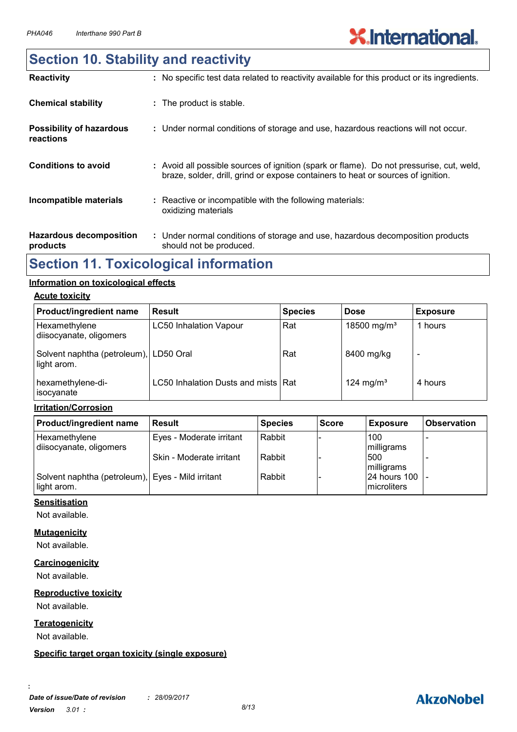# Section 10. Stability and reactivity

| | |
|---|---|
| **Reactivity** | : No specific test data related to reactivity available for this product or its ingredients. |
| **Chemical stability** | : The product is stable. |
| **Possibility of hazardous reactions** | : Under normal conditions of storage and use, hazardous reactions will not occur. |
| **Conditions to avoid** | : Avoid all possible sources of ignition (spark or flame). Do not pressurise, cut, weld, braze, solder, drill, grind or expose containers to heat or sources of ignition. |
| **Incompatible materials** | : Reactive or incompatible with the following materials: oxidizing materials |
| **Hazardous decomposition products** | : Under normal conditions of storage and use, hazardous decomposition products should not be produced. |

# Section 11. Toxicological information

## Information on toxicological effects

### Acute toxicity

| Product/ingredient name | Result | Species | Dose | Exposure |
|---|---|---|---|---|
| Hexamethylene diisocyanate, oligomers | LC50 Inhalation Vapour | Rat | 18500 mg/m³ | 1 hours |
| Solvent naphtha (petroleum), light arom. | LD50 Oral | Rat | 8400 mg/kg | - |
| hexamethylene-di-isocyanate | LC50 Inhalation Dusts and mists | Rat | 124 mg/m³ | 4 hours |

### Irritation/Corrosion

| Product/ingredient name | Result | Species | Score | Exposure | Observation |
|---|---|---|---|---|---|
| Hexamethylene diisocyanate, oligomers | Eyes - Moderate irritant | Rabbit | - | 100 milligrams | - |
| | Skin - Moderate irritant | Rabbit | - | 500 milligrams | - |
| Solvent naphtha (petroleum), light arom. | Eyes - Mild irritant | Rabbit | - | 24 hours 100 microliters | - |

### Sensitisation

Not available.

### Mutagenicity

Not available.

### Carcinogenicity

Not available.

### Reproductive toxicity

Not available.

### Teratogenicity

Not available.

### Specific target organ toxicity (single exposure)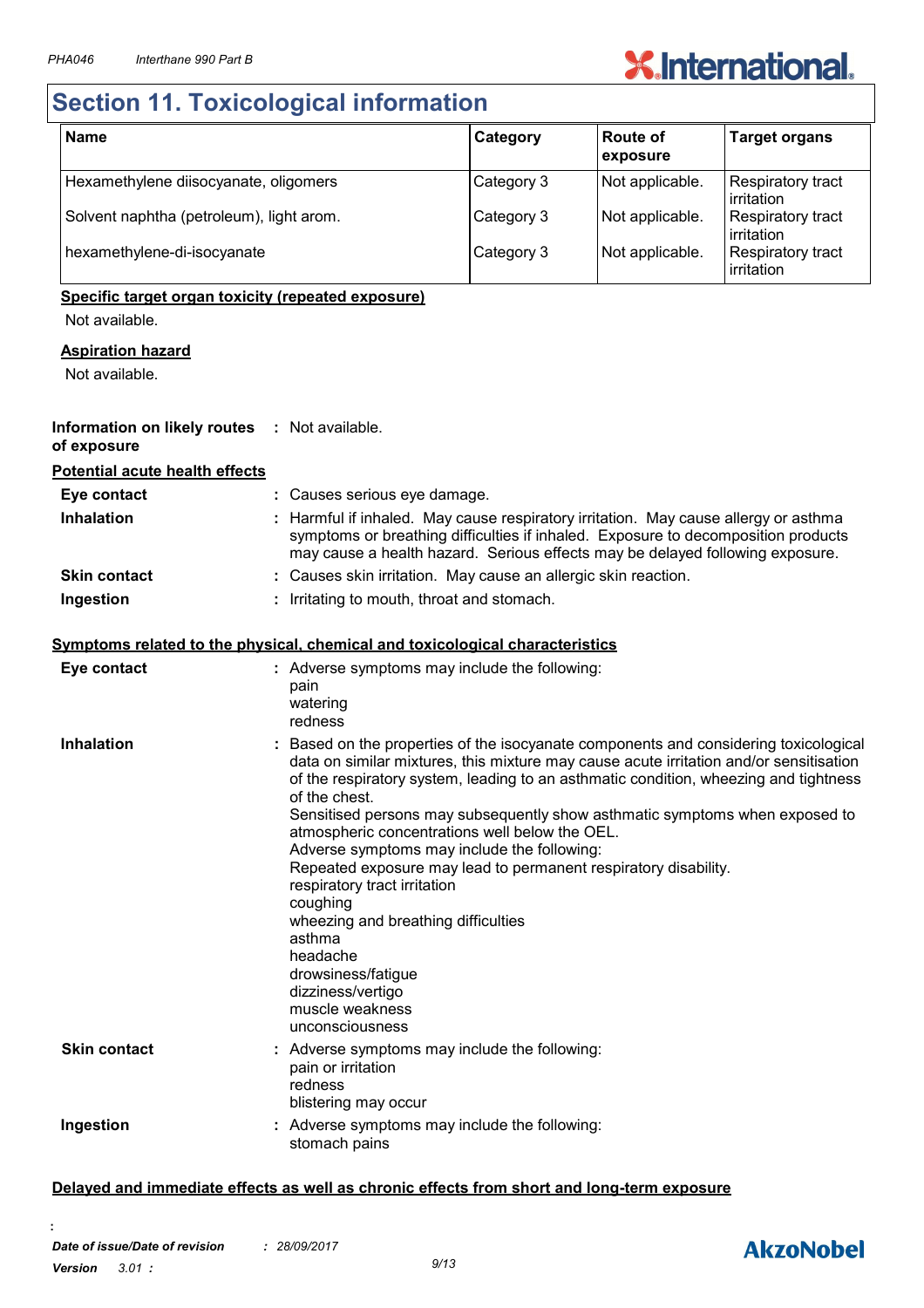# Section 11. Toxicological information

| Name | Category | Route of exposure | Target organs |
|---|---|---|---|
| Hexamethylene diisocyanate, oligomers | Category 3 | Not applicable. | Respiratory tract irritation |
| Solvent naphtha (petroleum), light arom. | Category 3 | Not applicable. | Respiratory tract irritation |
| hexamethylene-di-isocyanate | Category 3 | Not applicable. | Respiratory tract irritation |

**Specific target organ toxicity (repeated exposure)**

Not available.

**Aspiration hazard**

Not available.

**Information on likely routes of exposure** : Not available.

**Potential acute health effects**

**Eye contact** : Causes serious eye damage.

**Inhalation** : Harmful if inhaled. May cause respiratory irritation. May cause allergy or asthma symptoms or breathing difficulties if inhaled. Exposure to decomposition products may cause a health hazard. Serious effects may be delayed following exposure.

**Skin contact** : Causes skin irritation. May cause an allergic skin reaction.

**Ingestion** : Irritating to mouth, throat and stomach.

**Symptoms related to the physical, chemical and toxicological characteristics**

**Eye contact** : Adverse symptoms may include the following:
pain
watering
redness

**Inhalation** : Based on the properties of the isocyanate components and considering toxicological data on similar mixtures, this mixture may cause acute irritation and/or sensitisation of the respiratory system, leading to an asthmatic condition, wheezing and tightness of the chest.
Sensitised persons may subsequently show asthmatic symptoms when exposed to atmospheric concentrations well below the OEL.
Adverse symptoms may include the following:
Repeated exposure may lead to permanent respiratory disability.
respiratory tract irritation
coughing
wheezing and breathing difficulties
asthma
headache
drowsiness/fatigue
dizziness/vertigo
muscle weakness
unconsciousness

**Skin contact** : Adverse symptoms may include the following:
pain or irritation
redness
blistering may occur

**Ingestion** : Adverse symptoms may include the following:
stomach pains

**Delayed and immediate effects as well as chronic effects from short and long-term exposure**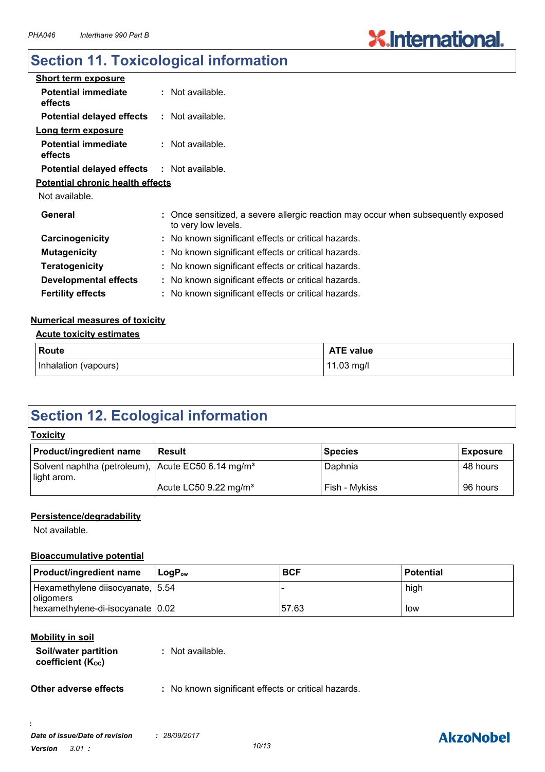## Section 11. Toxicological information

**Short term exposure**

**Potential immediate effects** : Not available.

**Potential delayed effects** : Not available.

**Long term exposure**

**Potential immediate effects** : Not available.

**Potential delayed effects** : Not available.

**Potential chronic health effects**

Not available.

**General** : Once sensitized, a severe allergic reaction may occur when subsequently exposed to very low levels.

**Carcinogenicity** : No known significant effects or critical hazards.

**Mutagenicity** : No known significant effects or critical hazards.

**Teratogenicity** : No known significant effects or critical hazards.

**Developmental effects** : No known significant effects or critical hazards.

**Fertility effects** : No known significant effects or critical hazards.

**Numerical measures of toxicity**

**Acute toxicity estimates**

| Route | ATE value |
|---|---|
| Inhalation (vapours) | 11.03 mg/l |

## Section 12. Ecological information

**Toxicity**

| Product/ingredient name | Result | Species | Exposure |
|---|---|---|---|
| Solvent naphtha (petroleum), light arom. | Acute EC50 6.14 mg/m³ | Daphnia | 48 hours |
| | Acute LC50 9.22 mg/m³ | Fish - Mykiss | 96 hours |

**Persistence/degradability**

Not available.

**Bioaccumulative potential**

| Product/ingredient name | $LogP_{ow}$ | BCF | Potential |
|---|---|---|---|
| Hexamethylene diisocyanate, oligomers | 5.54 | - | high |
| hexamethylene-di-isocyanate | 0.02 | 57.63 | low |

**Mobility in soil**

**Soil/water partition coefficient ($K_{OC}$)** : Not available.

**Other adverse effects** : No known significant effects or critical hazards.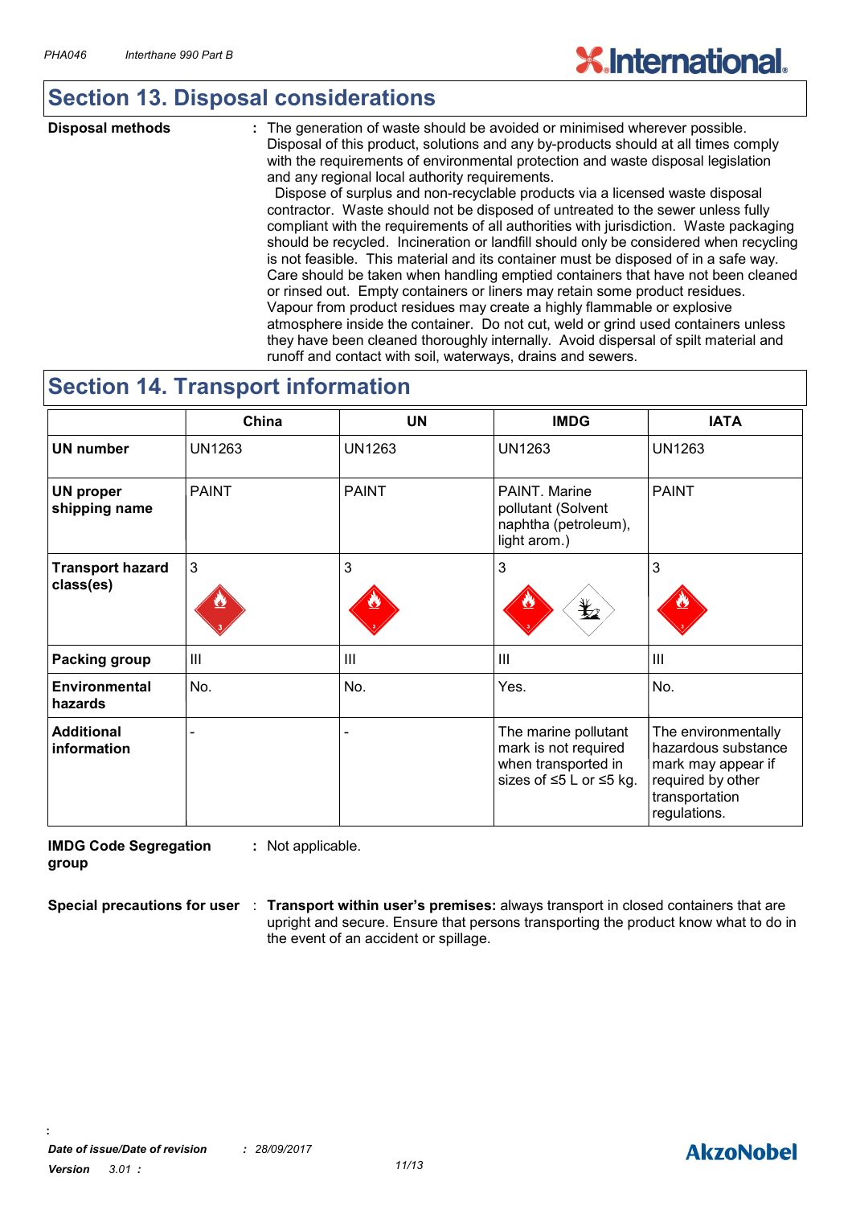## Section 13. Disposal considerations

**Disposal methods** : The generation of waste should be avoided or minimised wherever possible. Disposal of this product, solutions and any by-products should at all times comply with the requirements of environmental protection and waste disposal legislation and any regional local authority requirements.
Dispose of surplus and non-recyclable products via a licensed waste disposal contractor. Waste should not be disposed of untreated to the sewer unless fully compliant with the requirements of all authorities with jurisdiction. Waste packaging should be recycled. Incineration or landfill should only be considered when recycling is not feasible. This material and its container must be disposed of in a safe way. Care should be taken when handling emptied containers that have not been cleaned or rinsed out. Empty containers or liners may retain some product residues. Vapour from product residues may create a highly flammable or explosive atmosphere inside the container. Do not cut, weld or grind used containers unless they have been cleaned thoroughly internally. Avoid dispersal of spilt material and runoff and contact with soil, waterways, drains and sewers.

## Section 14. Transport information

| | China | UN | IMDG | IATA |
|---|---|---|---|---|
| **UN number** | UN1263 | UN1263 | UN1263 | UN1263 |
| **UN proper shipping name** | PAINT | PAINT | PAINT. Marine pollutant (Solvent naphtha (petroleum), light arom.) | PAINT |
| **Transport hazard class(es)** | 3 | 3 | 3 | 3 |
| **Packing group** | III | III | III | III |
| **Environmental hazards** | No. | No. | Yes. | No. |
| **Additional information** | - | - | The marine pollutant mark is not required when transported in sizes of ≤5 L or ≤5 kg. | The environmentally hazardous substance mark may appear if required by other transportation regulations. |

**IMDG Code Segregation group** : Not applicable.

**Special precautions for user** : **Transport within user's premises:** always transport in closed containers that are upright and secure. Ensure that persons transporting the product know what to do in the event of an accident or spillage.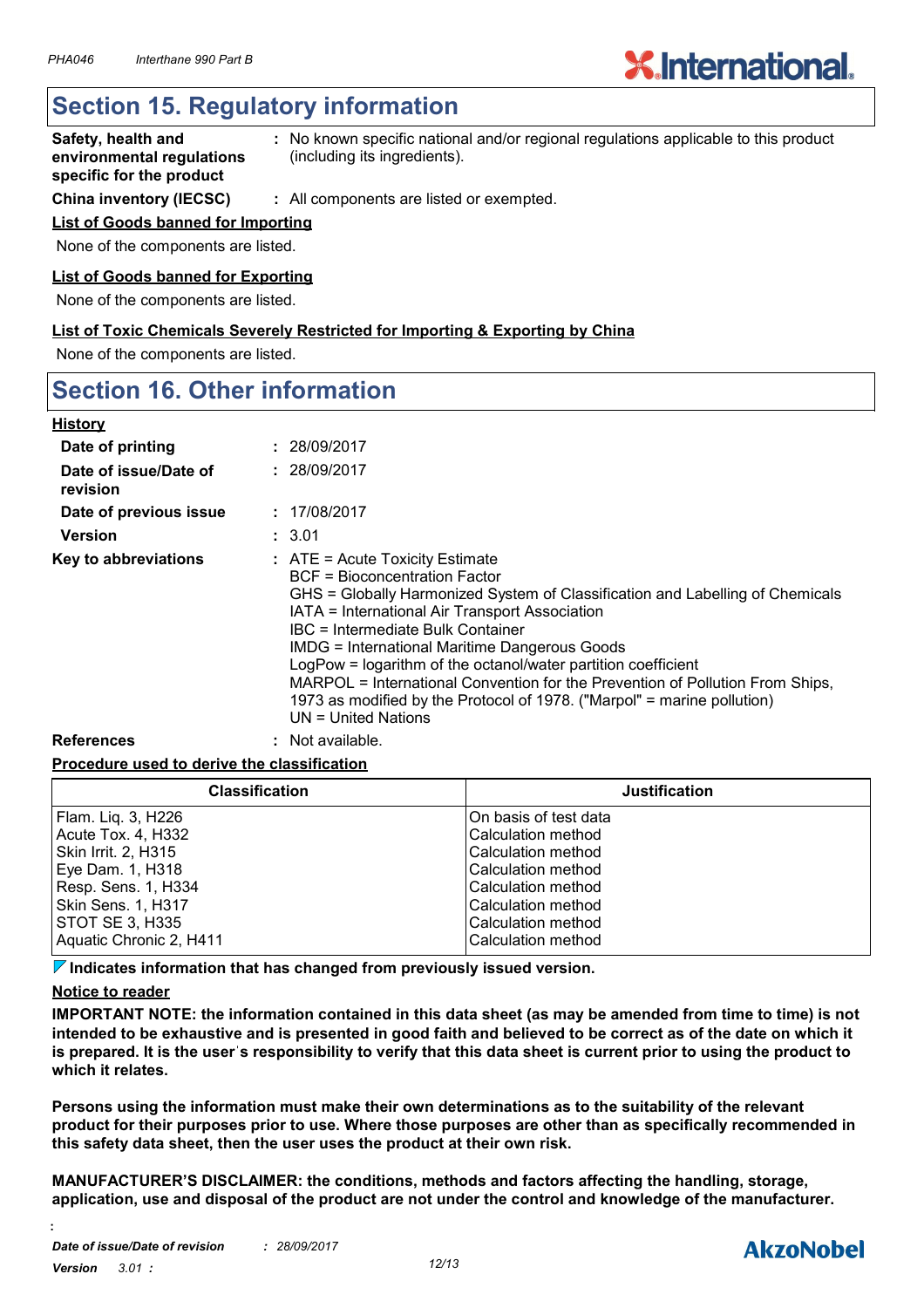## Section 15. Regulatory information

**Safety, health and environmental regulations specific for the product** : No known specific national and/or regional regulations applicable to this product (including its ingredients).

**China inventory (IECSC)** : All components are listed or exempted.

**List of Goods banned for Importing**

None of the components are listed.

**List of Goods banned for Exporting**

None of the components are listed.

**List of Toxic Chemicals Severely Restricted for Importing & Exporting by China**

None of the components are listed.

## Section 16. Other information

**History**

**Date of printing** : 28/09/2017

**Date of issue/Date of revision** : 28/09/2017

**Date of previous issue** : 17/08/2017

**Version** : 3.01

**Key to abbreviations** :
ATE = Acute Toxicity Estimate
BCF = Bioconcentration Factor
GHS = Globally Harmonized System of Classification and Labelling of Chemicals
IATA = International Air Transport Association
IBC = Intermediate Bulk Container
IMDG = International Maritime Dangerous Goods
LogPow = logarithm of the octanol/water partition coefficient
MARPOL = International Convention for the Prevention of Pollution From Ships, 1973 as modified by the Protocol of 1978. ("Marpol" = marine pollution)
UN = United Nations

**References** : Not available.

**Procedure used to derive the classification**

| Classification | Justification |
|---|---|
| Flam. Liq. 3, H226 | On basis of test data |
| Acute Tox. 4, H332 | Calculation method |
| Skin Irrit. 2, H315 | Calculation method |
| Eye Dam. 1, H318 | Calculation method |
| Resp. Sens. 1, H334 | Calculation method |
| Skin Sens. 1, H317 | Calculation method |
| STOT SE 3, H335 | Calculation method |
| Aquatic Chronic 2, H411 | Calculation method |

**Indicates information that has changed from previously issued version.**

**Notice to reader**

**IMPORTANT NOTE: the information contained in this data sheet (as may be amended from time to time) is not intended to be exhaustive and is presented in good faith and believed to be correct as of the date on which it is prepared. It is the user's responsibility to verify that this data sheet is current prior to using the product to which it relates.**

**Persons using the information must make their own determinations as to the suitability of the relevant product for their purposes prior to use. Where those purposes are other than as specifically recommended in this safety data sheet, then the user uses the product at their own risk.**

**MANUFACTURER'S DISCLAIMER: the conditions, methods and factors affecting the handling, storage, application, use and disposal of the product are not under the control and knowledge of the manufacturer.**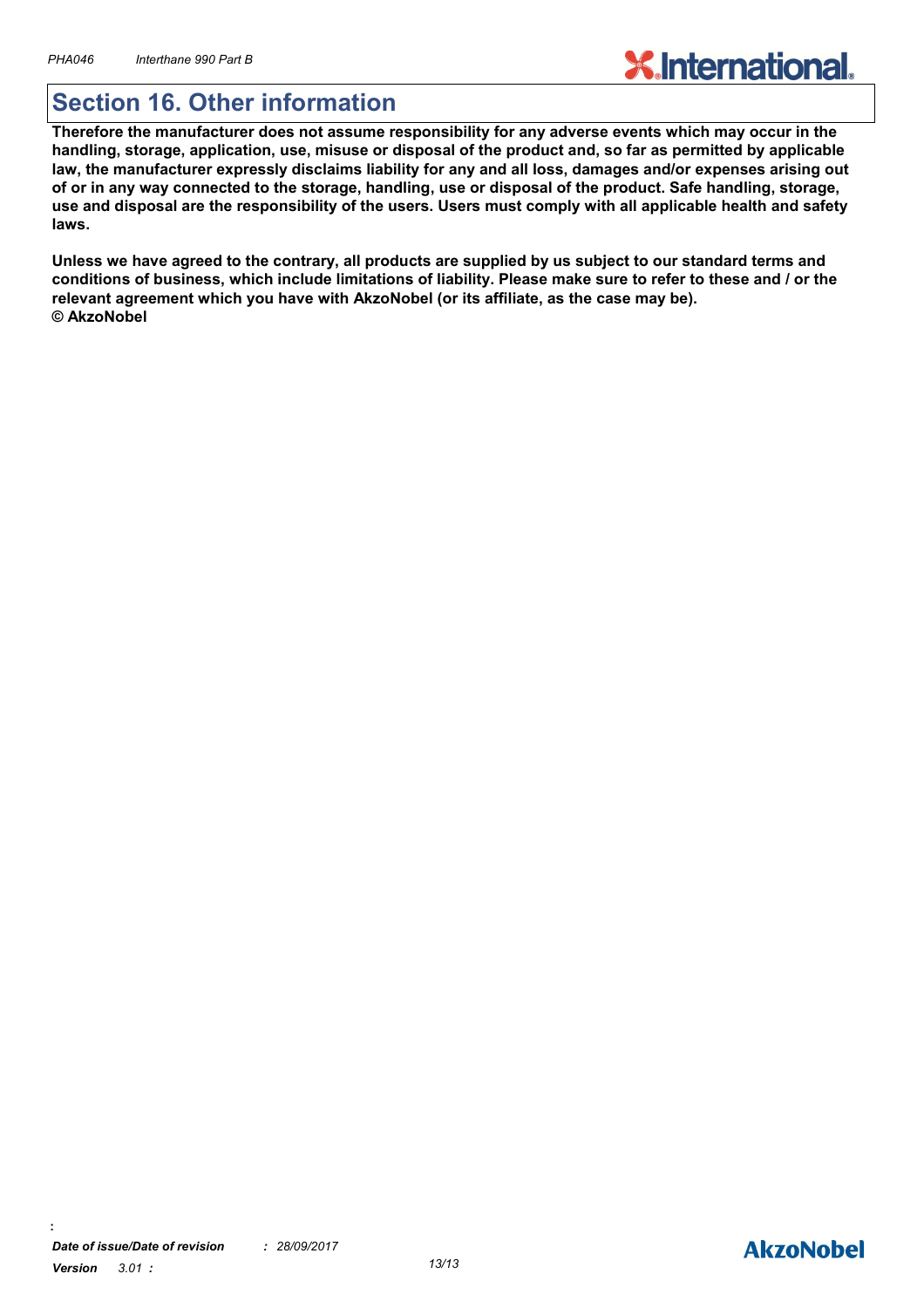## Section 16. Other information

**Therefore the manufacturer does not assume responsibility for any adverse events which may occur in the handling, storage, application, use, misuse or disposal of the product and, so far as permitted by applicable law, the manufacturer expressly disclaims liability for any and all loss, damages and/or expenses arising out of or in any way connected to the storage, handling, use or disposal of the product. Safe handling, storage, use and disposal are the responsibility of the users. Users must comply with all applicable health and safety laws.**

**Unless we have agreed to the contrary, all products are supplied by us subject to our standard terms and conditions of business, which include limitations of liability. Please make sure to refer to these and / or the relevant agreement which you have with AkzoNobel (or its affiliate, as the case may be).**
**© AkzoNobel**